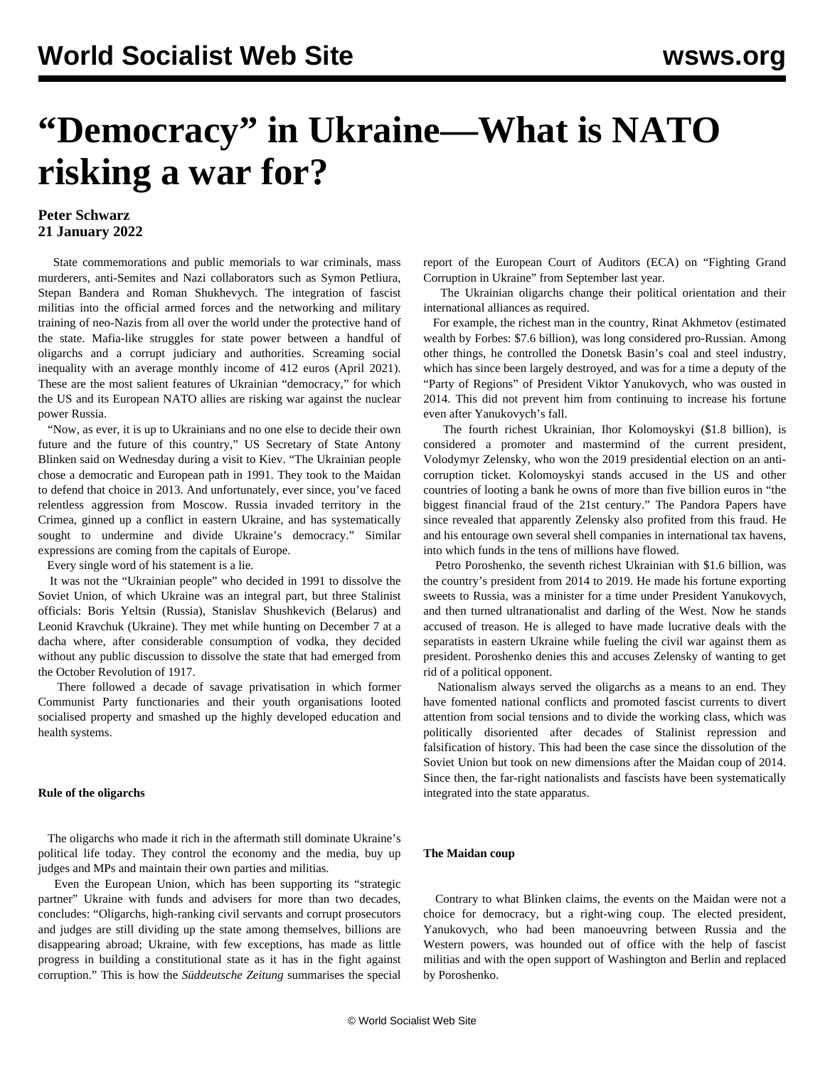# "Democracy" in Ukraine—What is NATO risking a war for?

**Peter Schwarz**
**21 January 2022**

State commemorations and public memorials to war criminals, mass murderers, anti-Semites and Nazi collaborators such as Symon Petliura, Stepan Bandera and Roman Shukhevych. The integration of fascist militias into the official armed forces and the networking and military training of neo-Nazis from all over the world under the protective hand of the state. Mafia-like struggles for state power between a handful of oligarchs and a corrupt judiciary and authorities. Screaming social inequality with an average monthly income of 412 euros (April 2021). These are the most salient features of Ukrainian "democracy," for which the US and its European NATO allies are risking war against the nuclear power Russia.

"Now, as ever, it is up to Ukrainians and no one else to decide their own future and the future of this country," US Secretary of State Antony Blinken said on Wednesday during a visit to Kiev. "The Ukrainian people chose a democratic and European path in 1991. They took to the Maidan to defend that choice in 2013. And unfortunately, ever since, you've faced relentless aggression from Moscow. Russia invaded territory in the Crimea, ginned up a conflict in eastern Ukraine, and has systematically sought to undermine and divide Ukraine's democracy." Similar expressions are coming from the capitals of Europe.

Every single word of his statement is a lie.

It was not the "Ukrainian people" who decided in 1991 to dissolve the Soviet Union, of which Ukraine was an integral part, but three Stalinist officials: Boris Yeltsin (Russia), Stanislav Shushkevich (Belarus) and Leonid Kravchuk (Ukraine). They met while hunting on December 7 at a dacha where, after considerable consumption of vodka, they decided without any public discussion to dissolve the state that had emerged from the October Revolution of 1917.

There followed a decade of savage privatisation in which former Communist Party functionaries and their youth organisations looted socialised property and smashed up the highly developed education and health systems.

**Rule of the oligarchs**

The oligarchs who made it rich in the aftermath still dominate Ukraine's political life today. They control the economy and the media, buy up judges and MPs and maintain their own parties and militias.

Even the European Union, which has been supporting its "strategic partner" Ukraine with funds and advisers for more than two decades, concludes: "Oligarchs, high-ranking civil servants and corrupt prosecutors and judges are still dividing up the state among themselves, billions are disappearing abroad; Ukraine, with few exceptions, has made as little progress in building a constitutional state as it has in the fight against corruption." This is how the *Süddeutsche Zeitung* summarises the special report of the European Court of Auditors (ECA) on "Fighting Grand Corruption in Ukraine" from September last year.

The Ukrainian oligarchs change their political orientation and their international alliances as required.

For example, the richest man in the country, Rinat Akhmetov (estimated wealth by Forbes: $7.6 billion), was long considered pro-Russian. Among other things, he controlled the Donetsk Basin's coal and steel industry, which has since been largely destroyed, and was for a time a deputy of the "Party of Regions" of President Viktor Yanukovych, who was ousted in 2014. This did not prevent him from continuing to increase his fortune even after Yanukovych's fall.

The fourth richest Ukrainian, Ihor Kolomoyskyi ($1.8 billion), is considered a promoter and mastermind of the current president, Volodymyr Zelensky, who won the 2019 presidential election on an anti-corruption ticket. Kolomoyskyi stands accused in the US and other countries of looting a bank he owns of more than five billion euros in "the biggest financial fraud of the 21st century." The Pandora Papers have since revealed that apparently Zelensky also profited from this fraud. He and his entourage own several shell companies in international tax havens, into which funds in the tens of millions have flowed.

Petro Poroshenko, the seventh richest Ukrainian with $1.6 billion, was the country's president from 2014 to 2019. He made his fortune exporting sweets to Russia, was a minister for a time under President Yanukovych, and then turned ultranationalist and darling of the West. Now he stands accused of treason. He is alleged to have made lucrative deals with the separatists in eastern Ukraine while fueling the civil war against them as president. Poroshenko denies this and accuses Zelensky of wanting to get rid of a political opponent.

Nationalism always served the oligarchs as a means to an end. They have fomented national conflicts and promoted fascist currents to divert attention from social tensions and to divide the working class, which was politically disoriented after decades of Stalinist repression and falsification of history. This had been the case since the dissolution of the Soviet Union but took on new dimensions after the Maidan coup of 2014. Since then, the far-right nationalists and fascists have been systematically integrated into the state apparatus.

**The Maidan coup**

Contrary to what Blinken claims, the events on the Maidan were not a choice for democracy, but a right-wing coup. The elected president, Yanukovych, who had been manoeuvring between Russia and the Western powers, was hounded out of office with the help of fascist militias and with the open support of Washington and Berlin and replaced by Poroshenko.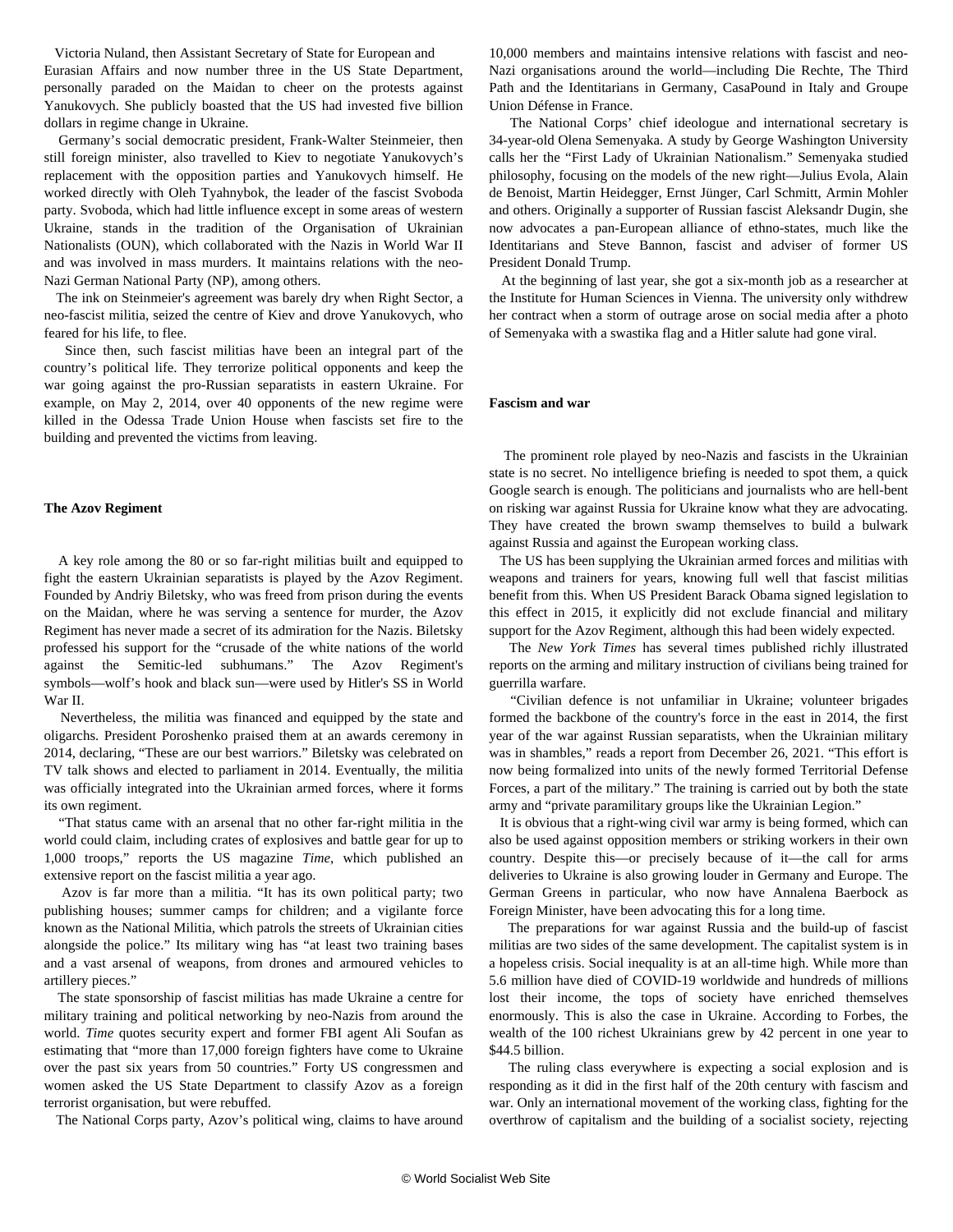Victoria Nuland, then Assistant Secretary of State for European and Eurasian Affairs and now number three in the US State Department, personally paraded on the Maidan to cheer on the protests against Yanukovych. She publicly boasted that the US had invested five billion dollars in regime change in Ukraine.

Germany's social democratic president, Frank-Walter Steinmeier, then still foreign minister, also travelled to Kiev to negotiate Yanukovych's replacement with the opposition parties and Yanukovych himself. He worked directly with Oleh Tyahnybok, the leader of the fascist Svoboda party. Svoboda, which had little influence except in some areas of western Ukraine, stands in the tradition of the Organisation of Ukrainian Nationalists (OUN), which collaborated with the Nazis in World War II and was involved in mass murders. It maintains relations with the neo-Nazi German National Party (NP), among others.

The ink on Steinmeier's agreement was barely dry when Right Sector, a neo-fascist militia, seized the centre of Kiev and drove Yanukovych, who feared for his life, to flee.

Since then, such fascist militias have been an integral part of the country's political life. They terrorize political opponents and keep the war going against the pro-Russian separatists in eastern Ukraine. For example, on May 2, 2014, over 40 opponents of the new regime were killed in the Odessa Trade Union House when fascists set fire to the building and prevented the victims from leaving.

**The Azov Regiment**

A key role among the 80 or so far-right militias built and equipped to fight the eastern Ukrainian separatists is played by the Azov Regiment. Founded by Andriy Biletsky, who was freed from prison during the events on the Maidan, where he was serving a sentence for murder, the Azov Regiment has never made a secret of its admiration for the Nazis. Biletsky professed his support for the "crusade of the white nations of the world against the Semitic-led subhumans." The Azov Regiment's symbols—wolf's hook and black sun—were used by Hitler's SS in World War II.

Nevertheless, the militia was financed and equipped by the state and oligarchs. President Poroshenko praised them at an awards ceremony in 2014, declaring, "These are our best warriors." Biletsky was celebrated on TV talk shows and elected to parliament in 2014. Eventually, the militia was officially integrated into the Ukrainian armed forces, where it forms its own regiment.

"That status came with an arsenal that no other far-right militia in the world could claim, including crates of explosives and battle gear for up to 1,000 troops," reports the US magazine *Time*, which published an extensive report on the fascist militia a year ago.

Azov is far more than a militia. "It has its own political party; two publishing houses; summer camps for children; and a vigilante force known as the National Militia, which patrols the streets of Ukrainian cities alongside the police." Its military wing has "at least two training bases and a vast arsenal of weapons, from drones and armoured vehicles to artillery pieces."

The state sponsorship of fascist militias has made Ukraine a centre for military training and political networking by neo-Nazis from around the world. *Time* quotes security expert and former FBI agent Ali Soufan as estimating that "more than 17,000 foreign fighters have come to Ukraine over the past six years from 50 countries." Forty US congressmen and women asked the US State Department to classify Azov as a foreign terrorist organisation, but were rebuffed.

The National Corps party, Azov's political wing, claims to have around 10,000 members and maintains intensive relations with fascist and neo-Nazi organisations around the world—including Die Rechte, The Third Path and the Identitarians in Germany, CasaPound in Italy and Groupe Union Défense in France.

The National Corps' chief ideologue and international secretary is 34-year-old Olena Semenyaka. A study by George Washington University calls her the "First Lady of Ukrainian Nationalism." Semenyaka studied philosophy, focusing on the models of the new right—Julius Evola, Alain de Benoist, Martin Heidegger, Ernst Jünger, Carl Schmitt, Armin Mohler and others. Originally a supporter of Russian fascist Aleksandr Dugin, she now advocates a pan-European alliance of ethno-states, much like the Identitarians and Steve Bannon, fascist and adviser of former US President Donald Trump.

At the beginning of last year, she got a six-month job as a researcher at the Institute for Human Sciences in Vienna. The university only withdrew her contract when a storm of outrage arose on social media after a photo of Semenyaka with a swastika flag and a Hitler salute had gone viral.

**Fascism and war**

The prominent role played by neo-Nazis and fascists in the Ukrainian state is no secret. No intelligence briefing is needed to spot them, a quick Google search is enough. The politicians and journalists who are hell-bent on risking war against Russia for Ukraine know what they are advocating. They have created the brown swamp themselves to build a bulwark against Russia and against the European working class.

The US has been supplying the Ukrainian armed forces and militias with weapons and trainers for years, knowing full well that fascist militias benefit from this. When US President Barack Obama signed legislation to this effect in 2015, it explicitly did not exclude financial and military support for the Azov Regiment, although this had been widely expected.

The *New York Times* has several times published richly illustrated reports on the arming and military instruction of civilians being trained for guerrilla warfare.

"Civilian defence is not unfamiliar in Ukraine; volunteer brigades formed the backbone of the country's force in the east in 2014, the first year of the war against Russian separatists, when the Ukrainian military was in shambles," reads a report from December 26, 2021. "This effort is now being formalized into units of the newly formed Territorial Defense Forces, a part of the military." The training is carried out by both the state army and "private paramilitary groups like the Ukrainian Legion."

It is obvious that a right-wing civil war army is being formed, which can also be used against opposition members or striking workers in their own country. Despite this—or precisely because of it—the call for arms deliveries to Ukraine is also growing louder in Germany and Europe. The German Greens in particular, who now have Annalena Baerbock as Foreign Minister, have been advocating this for a long time.

The preparations for war against Russia and the build-up of fascist militias are two sides of the same development. The capitalist system is in a hopeless crisis. Social inequality is at an all-time high. While more than 5.6 million have died of COVID-19 worldwide and hundreds of millions lost their income, the tops of society have enriched themselves enormously. This is also the case in Ukraine. According to Forbes, the wealth of the 100 richest Ukrainians grew by 42 percent in one year to $44.5 billion.

The ruling class everywhere is expecting a social explosion and is responding as it did in the first half of the 20th century with fascism and war. Only an international movement of the working class, fighting for the overthrow of capitalism and the building of a socialist society, rejecting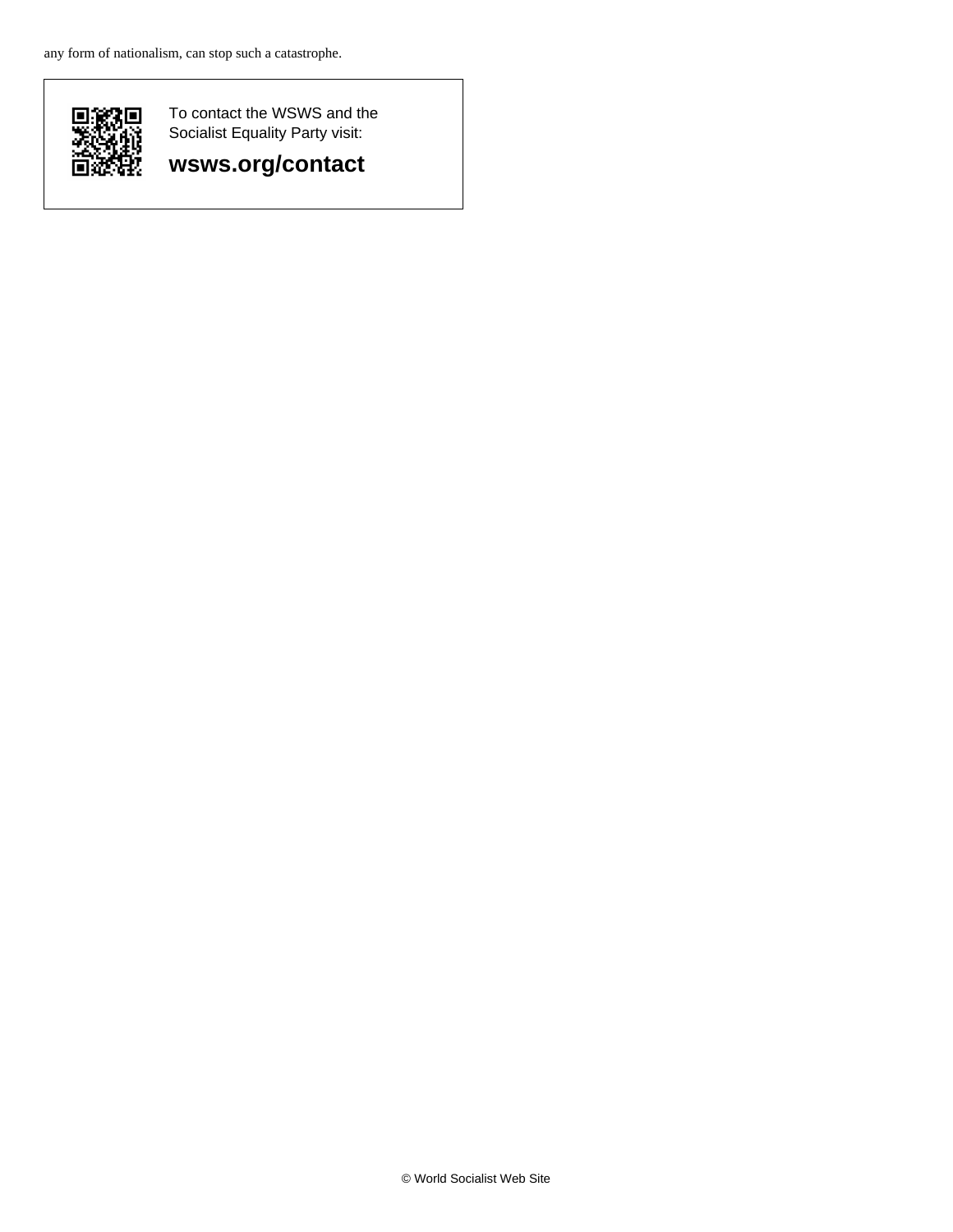any form of nationalism, can stop such a catastrophe.

To contact the WSWS and the Socialist Equality Party visit:

**wsws.org/contact**

© World Socialist Web Site